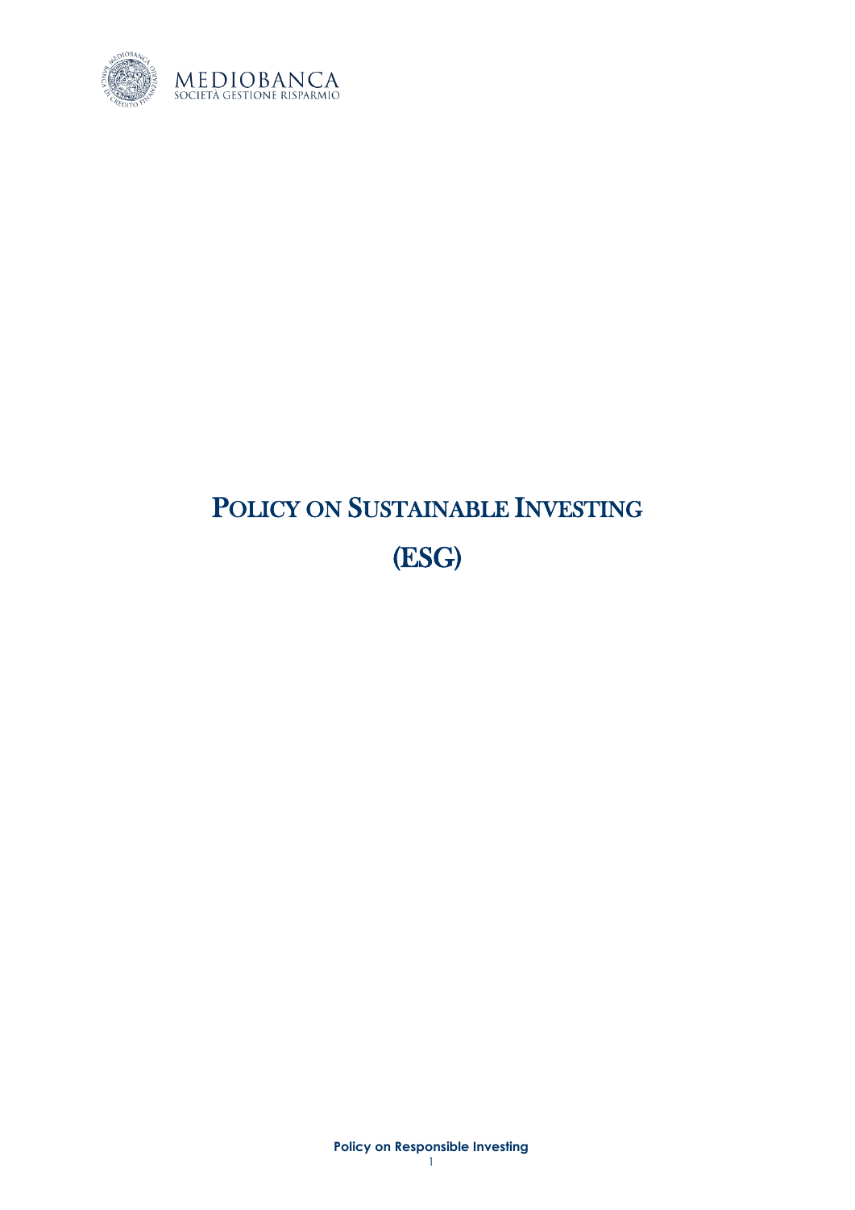MEDIOBANCA
SOCIETÀ GESTIONE RISPARMIO

# POLICY ON SUSTAINABLE INVESTING

# (ESG)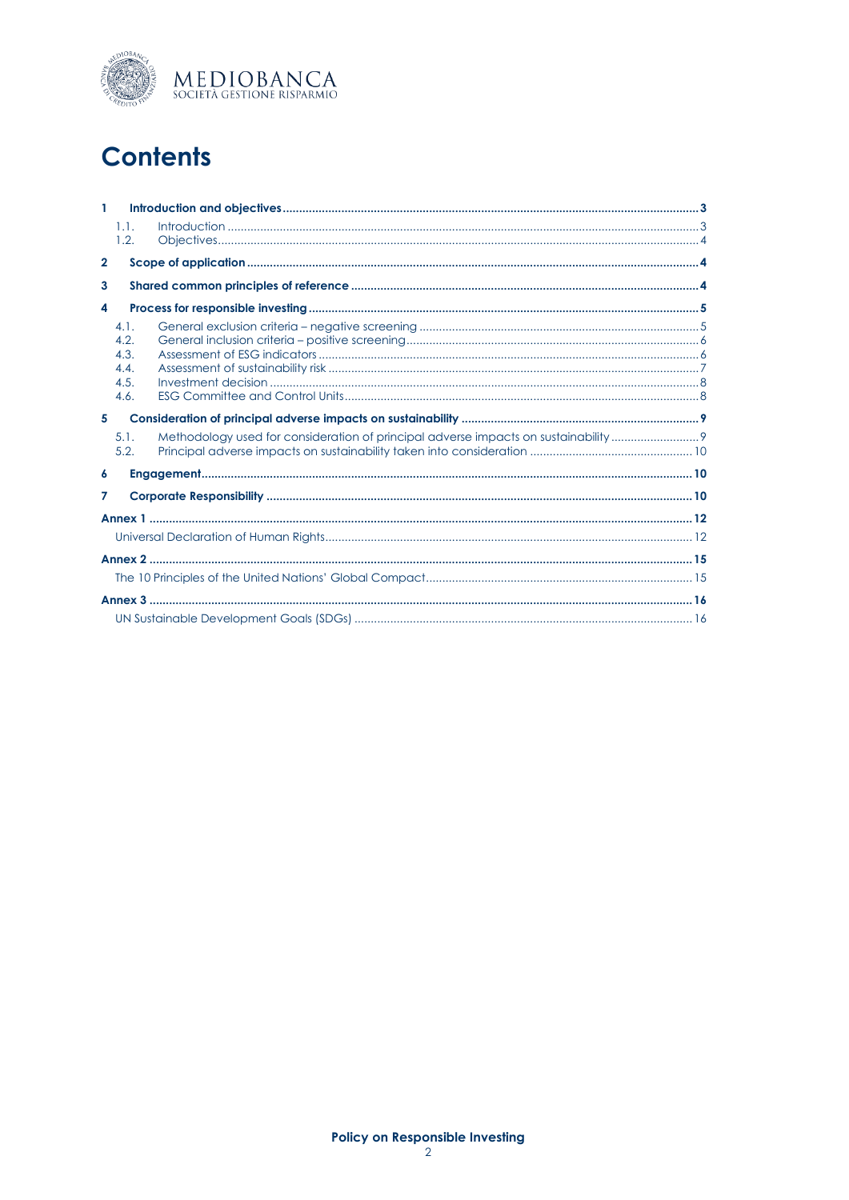# Contents

- **1 Introduction and objectives** ..... 3
  - 1.1. Introduction ..... 3
  - 1.2. Objectives ..... 4
- **2 Scope of application** ..... 4
- **3 Shared common principles of reference** ..... 4
- **4 Process for responsible investing** ..... 5
  - 4.1. General exclusion criteria – negative screening ..... 5
  - 4.2. General inclusion criteria – positive screening ..... 6
  - 4.3. Assessment of ESG indicators ..... 6
  - 4.4. Assessment of sustainability risk ..... 7
  - 4.5. Investment decision ..... 8
  - 4.6. ESG Committee and Control Units ..... 8
- **5 Consideration of principal adverse impacts on sustainability** ..... 9
  - 5.1. Methodology used for consideration of principal adverse impacts on sustainability ..... 9
  - 5.2. Principal adverse impacts on sustainability taken into consideration ..... 10
- **6 Engagement** ..... 10
- **7 Corporate Responsibility** ..... 10
- **Annex 1** ..... 12
  - Universal Declaration of Human Rights ..... 12
- **Annex 2** ..... 15
  - The 10 Principles of the United Nations' Global Compact ..... 15
- **Annex 3** ..... 16
  - UN Sustainable Development Goals (SDGs) ..... 16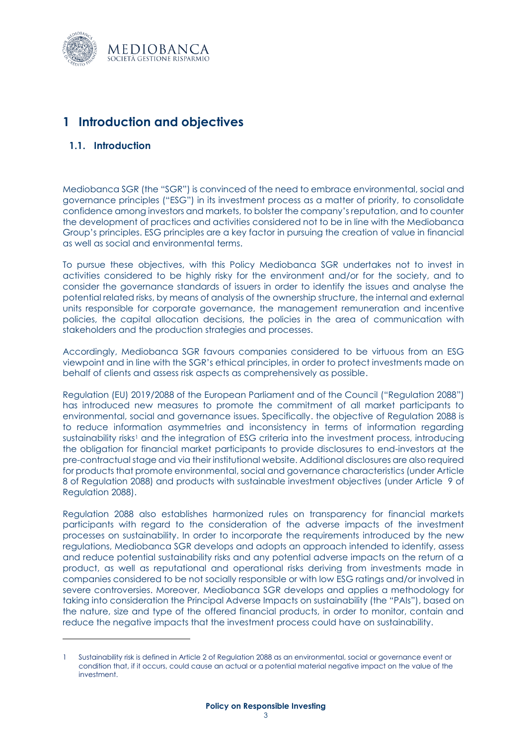# 1 Introduction and objectives

## 1.1. Introduction

Mediobanca SGR (the "SGR") is convinced of the need to embrace environmental, social and governance principles ("ESG") in its investment process as a matter of priority, to consolidate confidence among investors and markets, to bolster the company's reputation, and to counter the development of practices and activities considered not to be in line with the Mediobanca Group's principles. ESG principles are a key factor in pursuing the creation of value in financial as well as social and environmental terms.

To pursue these objectives, with this Policy Mediobanca SGR undertakes not to invest in activities considered to be highly risky for the environment and/or for the society, and to consider the governance standards of issuers in order to identify the issues and analyse the potential related risks, by means of analysis of the ownership structure, the internal and external units responsible for corporate governance, the management remuneration and incentive policies, the capital allocation decisions, the policies in the area of communication with stakeholders and the production strategies and processes.

Accordingly, Mediobanca SGR favours companies considered to be virtuous from an ESG viewpoint and in line with the SGR's ethical principles, in order to protect investments made on behalf of clients and assess risk aspects as comprehensively as possible.

Regulation (EU) 2019/2088 of the European Parliament and of the Council ("Regulation 2088") has introduced new measures to promote the commitment of all market participants to environmental, social and governance issues. Specifically. the objective of Regulation 2088 is to reduce information asymmetries and inconsistency in terms of information regarding sustainability risks[1] and the integration of ESG criteria into the investment process, introducing the obligation for financial market participants to provide disclosures to end-investors at the pre-contractual stage and via their institutional website. Additional disclosures are also required for products that promote environmental, social and governance characteristics (under Article 8 of Regulation 2088) and products with sustainable investment objectives (under Article 9 of Regulation 2088).

Regulation 2088 also establishes harmonized rules on transparency for financial markets participants with regard to the consideration of the adverse impacts of the investment processes on sustainability. In order to incorporate the requirements introduced by the new regulations, Mediobanca SGR develops and adopts an approach intended to identify, assess and reduce potential sustainability risks and any potential adverse impacts on the return of a product, as well as reputational and operational risks deriving from investments made in companies considered to be not socially responsible or with low ESG ratings and/or involved in severe controversies. Moreover, Mediobanca SGR develops and applies a methodology for taking into consideration the Principal Adverse Impacts on sustainability (the "PAIs"), based on the nature, size and type of the offered financial products, in order to monitor, contain and reduce the negative impacts that the investment process could have on sustainability.

---

[1] Sustainability risk is defined in Article 2 of Regulation 2088 as an environmental, social or governance event or condition that, if it occurs, could cause an actual or a potential material negative impact on the value of the investment.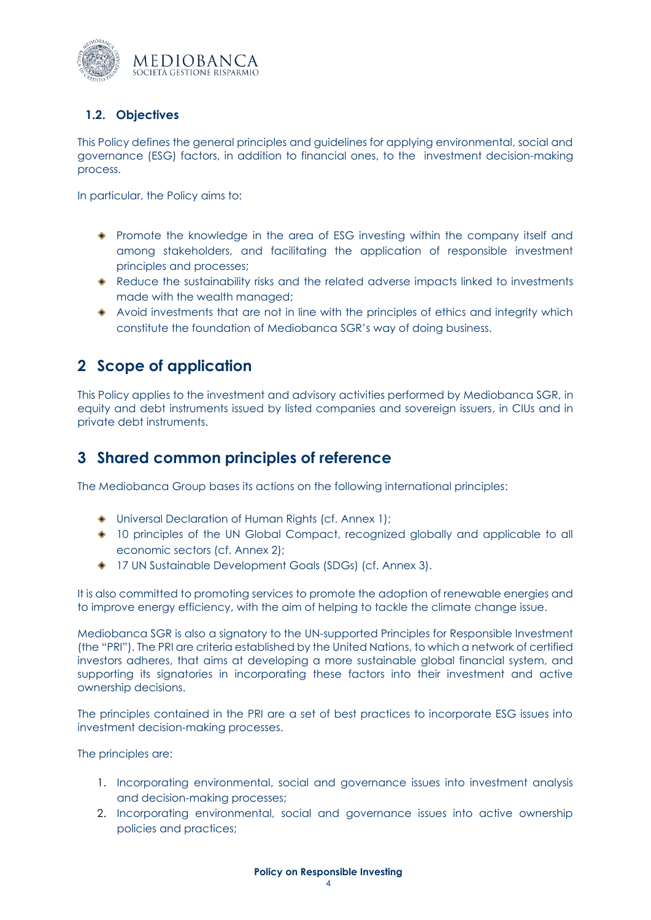### 1.2. Objectives

This Policy defines the general principles and guidelines for applying environmental, social and governance (ESG) factors, in addition to financial ones, to the investment decision-making process.

In particular, the Policy aims to:

- Promote the knowledge in the area of ESG investing within the company itself and among stakeholders, and facilitating the application of responsible investment principles and processes;
- Reduce the sustainability risks and the related adverse impacts linked to investments made with the wealth managed;
- Avoid investments that are not in line with the principles of ethics and integrity which constitute the foundation of Mediobanca SGR's way of doing business.

## 2 Scope of application

This Policy applies to the investment and advisory activities performed by Mediobanca SGR, in equity and debt instruments issued by listed companies and sovereign issuers, in CIUs and in private debt instruments.

## 3 Shared common principles of reference

The Mediobanca Group bases its actions on the following international principles:

- Universal Declaration of Human Rights (cf. Annex 1);
- 10 principles of the UN Global Compact, recognized globally and applicable to all economic sectors (cf. Annex 2);
- 17 UN Sustainable Development Goals (SDGs) (cf. Annex 3).

It is also committed to promoting services to promote the adoption of renewable energies and to improve energy efficiency, with the aim of helping to tackle the climate change issue.

Mediobanca SGR is also a signatory to the UN-supported Principles for Responsible Investment (the "PRI"). The PRI are criteria established by the United Nations, to which a network of certified investors adheres, that aims at developing a more sustainable global financial system, and supporting its signatories in incorporating these factors into their investment and active ownership decisions.

The principles contained in the PRI are a set of best practices to incorporate ESG issues into investment decision-making processes.

The principles are:

1. Incorporating environmental, social and governance issues into investment analysis and decision-making processes;
2. Incorporating environmental, social and governance issues into active ownership policies and practices;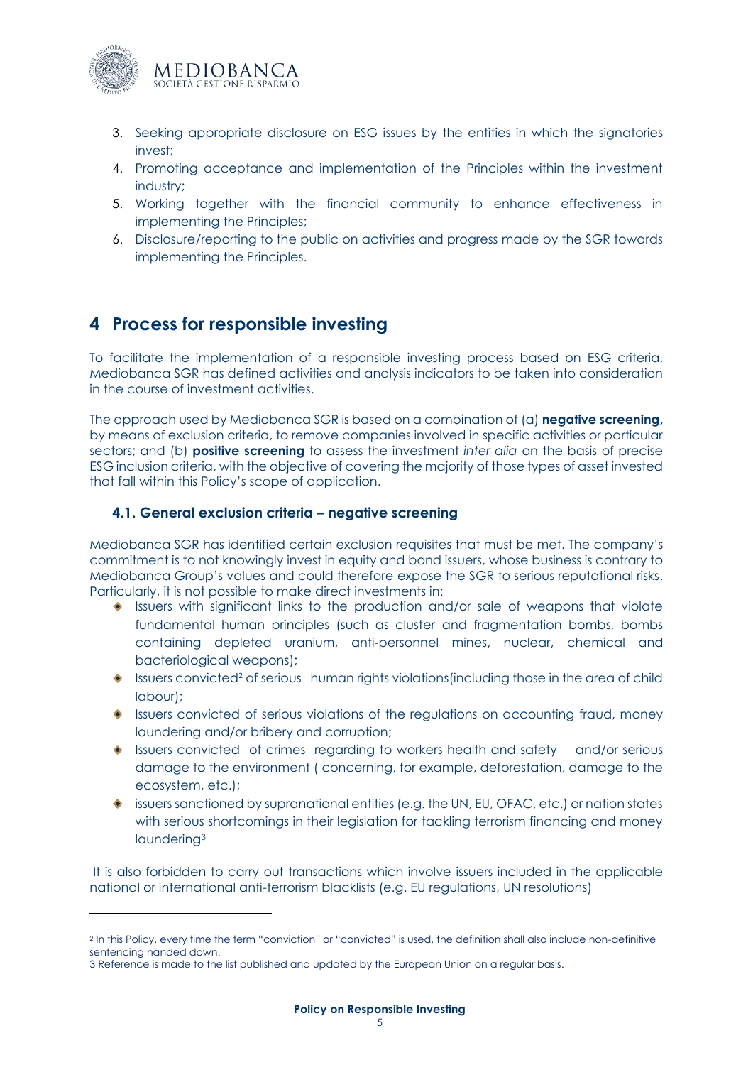3. Seeking appropriate disclosure on ESG issues by the entities in which the signatories invest;
4. Promoting acceptance and implementation of the Principles within the investment industry;
5. Working together with the financial community to enhance effectiveness in implementing the Principles;
6. Disclosure/reporting to the public on activities and progress made by the SGR towards implementing the Principles.

# 4 Process for responsible investing

To facilitate the implementation of a responsible investing process based on ESG criteria, Mediobanca SGR has defined activities and analysis indicators to be taken into consideration in the course of investment activities.

The approach used by Mediobanca SGR is based on a combination of (a) **negative screening**, by means of exclusion criteria, to remove companies involved in specific activities or particular sectors; and (b) **positive screening** to assess the investment *inter alia* on the basis of precise ESG inclusion criteria, with the objective of covering the majority of those types of asset invested that fall within this Policy's scope of application.

## 4.1. General exclusion criteria – negative screening

Mediobanca SGR has identified certain exclusion requisites that must be met. The company's commitment is to not knowingly invest in equity and bond issuers, whose business is contrary to Mediobanca Group's values and could therefore expose the SGR to serious reputational risks. Particularly, it is not possible to make direct investments in:

- Issuers with significant links to the production and/or sale of weapons that violate fundamental human principles (such as cluster and fragmentation bombs, bombs containing depleted uranium, anti-personnel mines, nuclear, chemical and bacteriological weapons);
- Issuers convicted[2] of serious human rights violations(including those in the area of child labour);
- Issuers convicted of serious violations of the regulations on accounting fraud, money laundering and/or bribery and corruption;
- Issuers convicted of crimes regarding to workers health and safety and/or serious damage to the environment ( concerning, for example, deforestation, damage to the ecosystem, etc.);
- issuers sanctioned by supranational entities (e.g. the UN, EU, OFAC, etc.) or nation states with serious shortcomings in their legislation for tackling terrorism financing and money laundering[3]

It is also forbidden to carry out transactions which involve issuers included in the applicable national or international anti-terrorism blacklists (e.g. EU regulations, UN resolutions)

[2] In this Policy, every time the term "conviction" or "convicted" is used, the definition shall also include non-definitive sentencing handed down.

[3] Reference is made to the list published and updated by the European Union on a regular basis.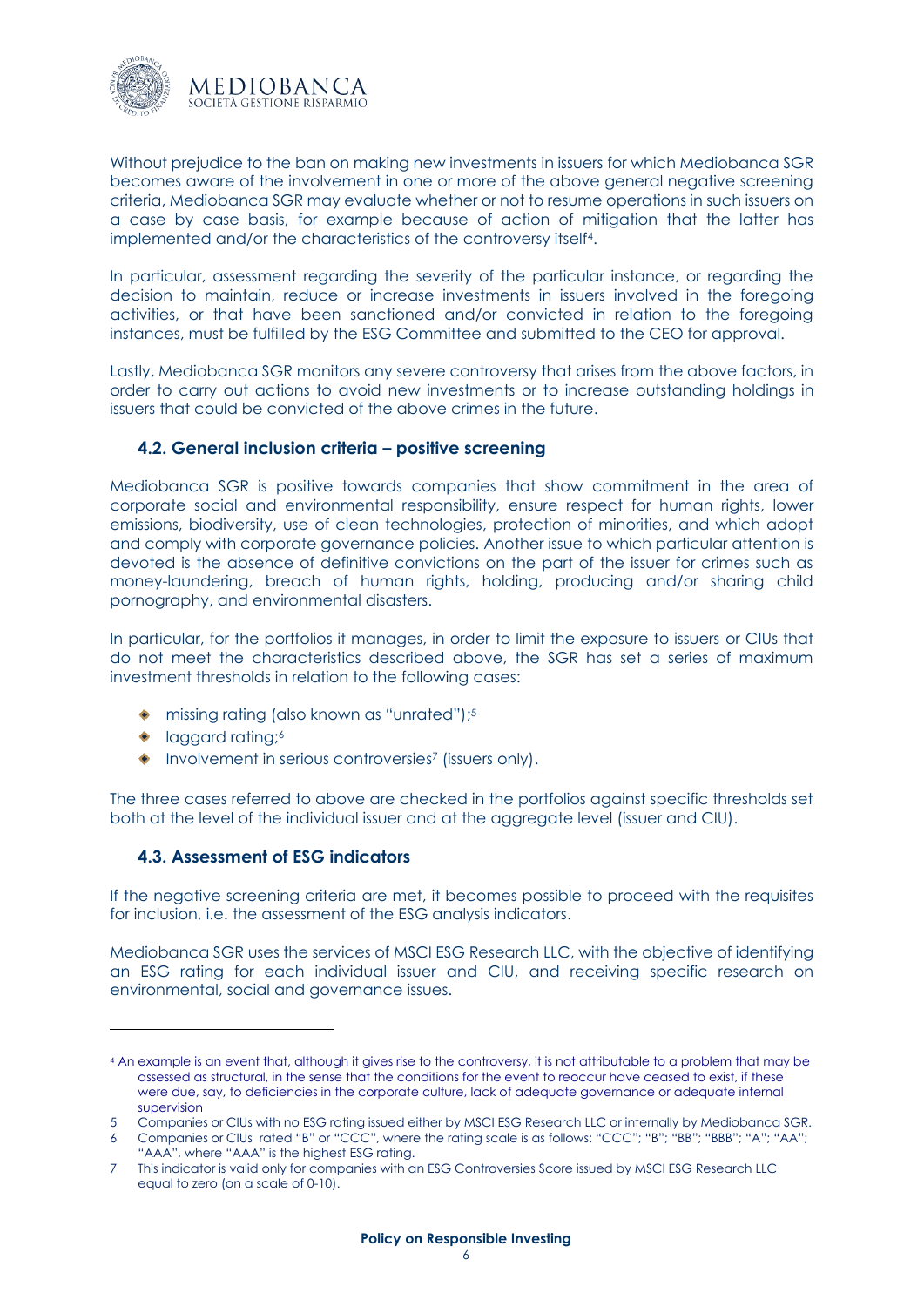Without prejudice to the ban on making new investments in issuers for which Mediobanca SGR becomes aware of the involvement in one or more of the above general negative screening criteria, Mediobanca SGR may evaluate whether or not to resume operations in such issuers on a case by case basis, for example because of action of mitigation that the latter has implemented and/or the characteristics of the controversy itself[4].

In particular, assessment regarding the severity of the particular instance, or regarding the decision to maintain, reduce or increase investments in issuers involved in the foregoing activities, or that have been sanctioned and/or convicted in relation to the foregoing instances, must be fulfilled by the ESG Committee and submitted to the CEO for approval.

Lastly, Mediobanca SGR monitors any severe controversy that arises from the above factors, in order to carry out actions to avoid new investments or to increase outstanding holdings in issuers that could be convicted of the above crimes in the future.

### 4.2. General inclusion criteria – positive screening

Mediobanca SGR is positive towards companies that show commitment in the area of corporate social and environmental responsibility, ensure respect for human rights, lower emissions, biodiversity, use of clean technologies, protection of minorities, and which adopt and comply with corporate governance policies. Another issue to which particular attention is devoted is the absence of definitive convictions on the part of the issuer for crimes such as money-laundering, breach of human rights, holding, producing and/or sharing child pornography, and environmental disasters.

In particular, for the portfolios it manages, in order to limit the exposure to issuers or CIUs that do not meet the characteristics described above, the SGR has set a series of maximum investment thresholds in relation to the following cases:

- missing rating (also known as "unrated");[5]
- laggard rating;[6]
- Involvement in serious controversies[7] (issuers only).

The three cases referred to above are checked in the portfolios against specific thresholds set both at the level of the individual issuer and at the aggregate level (issuer and CIU).

### 4.3. Assessment of ESG indicators

If the negative screening criteria are met, it becomes possible to proceed with the requisites for inclusion, i.e. the assessment of the ESG analysis indicators.

Mediobanca SGR uses the services of MSCI ESG Research LLC, with the objective of identifying an ESG rating for each individual issuer and CIU, and receiving specific research on environmental, social and governance issues.

---

[4] An example is an event that, although it gives rise to the controversy, it is not attributable to a problem that may be assessed as structural, in the sense that the conditions for the event to reoccur have ceased to exist, if these were due, say, to deficiencies in the corporate culture, lack of adequate governance or adequate internal supervision

[5] Companies or CIUs with no ESG rating issued either by MSCI ESG Research LLC or internally by Mediobanca SGR.

[6] Companies or CIUs rated "B" or "CCC", where the rating scale is as follows: "CCC"; "B"; "BB"; "BBB"; "A"; "AA"; "AAA", where "AAA" is the highest ESG rating.

[7] This indicator is valid only for companies with an ESG Controversies Score issued by MSCI ESG Research LLC equal to zero (on a scale of 0-10).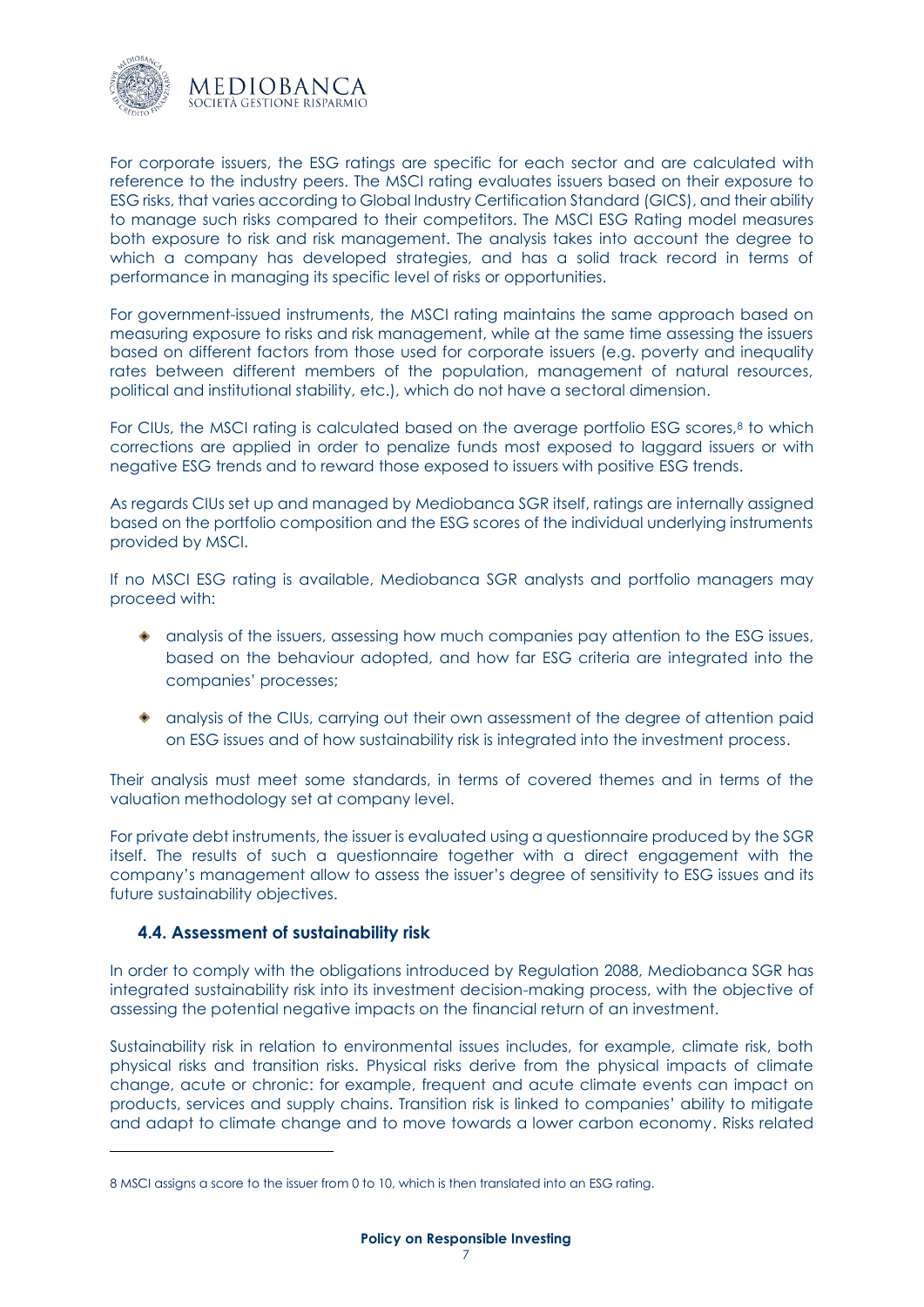For corporate issuers, the ESG ratings are specific for each sector and are calculated with reference to the industry peers. The MSCI rating evaluates issuers based on their exposure to ESG risks, that varies according to Global Industry Certification Standard (GICS), and their ability to manage such risks compared to their competitors. The MSCI ESG Rating model measures both exposure to risk and risk management. The analysis takes into account the degree to which a company has developed strategies, and has a solid track record in terms of performance in managing its specific level of risks or opportunities.

For government-issued instruments, the MSCI rating maintains the same approach based on measuring exposure to risks and risk management, while at the same time assessing the issuers based on different factors from those used for corporate issuers (e.g. poverty and inequality rates between different members of the population, management of natural resources, political and institutional stability, etc.), which do not have a sectoral dimension.

For CIUs, the MSCI rating is calculated based on the average portfolio ESG scores,[8] to which corrections are applied in order to penalize funds most exposed to laggard issuers or with negative ESG trends and to reward those exposed to issuers with positive ESG trends.

As regards CIUs set up and managed by Mediobanca SGR itself, ratings are internally assigned based on the portfolio composition and the ESG scores of the individual underlying instruments provided by MSCI.

If no MSCI ESG rating is available, Mediobanca SGR analysts and portfolio managers may proceed with:

- analysis of the issuers, assessing how much companies pay attention to the ESG issues, based on the behaviour adopted, and how far ESG criteria are integrated into the companies' processes;
- analysis of the CIUs, carrying out their own assessment of the degree of attention paid on ESG issues and of how sustainability risk is integrated into the investment process.

Their analysis must meet some standards, in terms of covered themes and in terms of the valuation methodology set at company level.

For private debt instruments, the issuer is evaluated using a questionnaire produced by the SGR itself. The results of such a questionnaire together with a direct engagement with the company's management allow to assess the issuer's degree of sensitivity to ESG issues and its future sustainability objectives.

### 4.4. Assessment of sustainability risk

In order to comply with the obligations introduced by Regulation 2088, Mediobanca SGR has integrated sustainability risk into its investment decision-making process, with the objective of assessing the potential negative impacts on the financial return of an investment.

Sustainability risk in relation to environmental issues includes, for example, climate risk, both physical risks and transition risks. Physical risks derive from the physical impacts of climate change, acute or chronic: for example, frequent and acute climate events can impact on products, services and supply chains. Transition risk is linked to companies' ability to mitigate and adapt to climate change and to move towards a lower carbon economy. Risks related

---

[8] MSCI assigns a score to the issuer from 0 to 10, which is then translated into an ESG rating.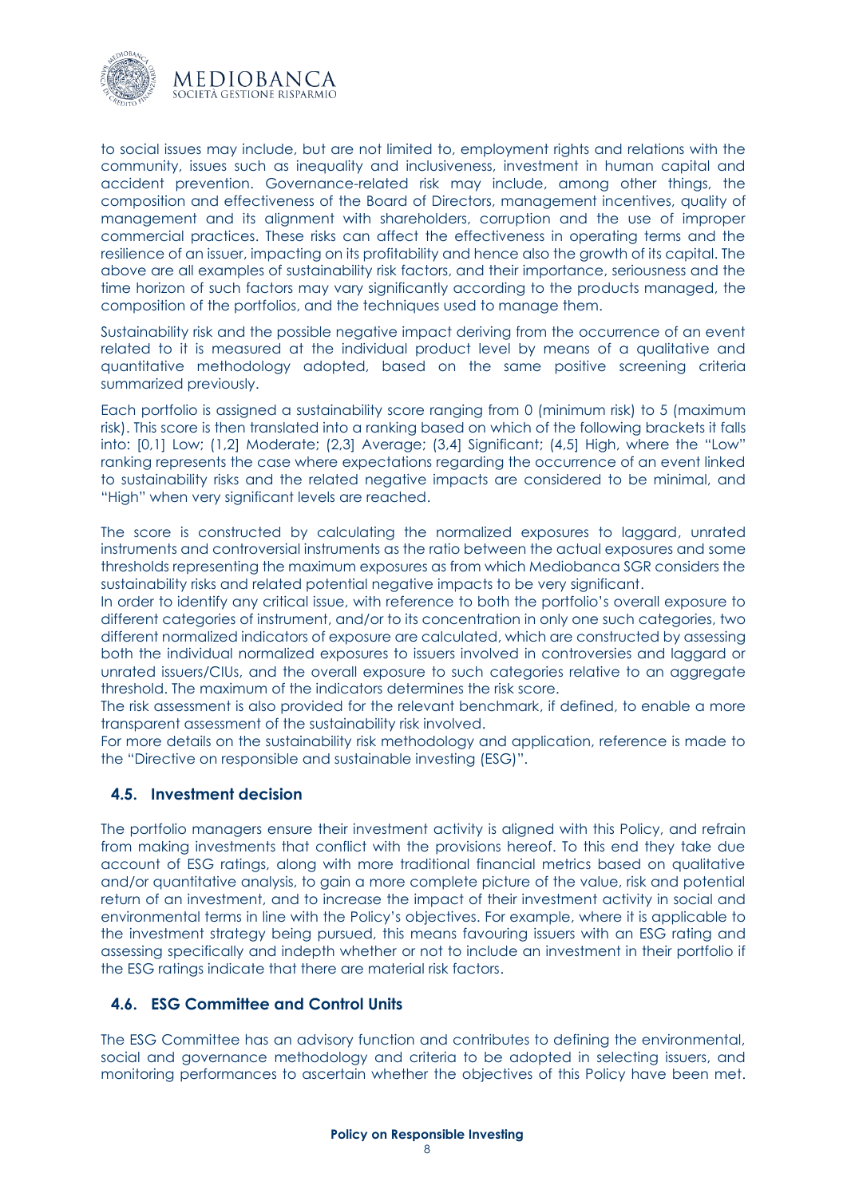to social issues may include, but are not limited to, employment rights and relations with the community, issues such as inequality and inclusiveness, investment in human capital and accident prevention. Governance-related risk may include, among other things, the composition and effectiveness of the Board of Directors, management incentives, quality of management and its alignment with shareholders, corruption and the use of improper commercial practices. These risks can affect the effectiveness in operating terms and the resilience of an issuer, impacting on its profitability and hence also the growth of its capital. The above are all examples of sustainability risk factors, and their importance, seriousness and the time horizon of such factors may vary significantly according to the products managed, the composition of the portfolios, and the techniques used to manage them.

Sustainability risk and the possible negative impact deriving from the occurrence of an event related to it is measured at the individual product level by means of a qualitative and quantitative methodology adopted, based on the same positive screening criteria summarized previously.

Each portfolio is assigned a sustainability score ranging from 0 (minimum risk) to 5 (maximum risk). This score is then translated into a ranking based on which of the following brackets it falls into: [0,1] Low; (1,2] Moderate; (2,3] Average; (3,4] Significant; (4,5] High, where the "Low" ranking represents the case where expectations regarding the occurrence of an event linked to sustainability risks and the related negative impacts are considered to be minimal, and "High" when very significant levels are reached.

The score is constructed by calculating the normalized exposures to laggard, unrated instruments and controversial instruments as the ratio between the actual exposures and some thresholds representing the maximum exposures as from which Mediobanca SGR considers the sustainability risks and related potential negative impacts to be very significant.
In order to identify any critical issue, with reference to both the portfolio's overall exposure to different categories of instrument, and/or to its concentration in only one such categories, two different normalized indicators of exposure are calculated, which are constructed by assessing both the individual normalized exposures to issuers involved in controversies and laggard or unrated issuers/CIUs, and the overall exposure to such categories relative to an aggregate threshold. The maximum of the indicators determines the risk score.
The risk assessment is also provided for the relevant benchmark, if defined, to enable a more transparent assessment of the sustainability risk involved.
For more details on the sustainability risk methodology and application, reference is made to the "Directive on responsible and sustainable investing (ESG)".

### 4.5. Investment decision

The portfolio managers ensure their investment activity is aligned with this Policy, and refrain from making investments that conflict with the provisions hereof. To this end they take due account of ESG ratings, along with more traditional financial metrics based on qualitative and/or quantitative analysis, to gain a more complete picture of the value, risk and potential return of an investment, and to increase the impact of their investment activity in social and environmental terms in line with the Policy's objectives. For example, where it is applicable to the investment strategy being pursued, this means favouring issuers with an ESG rating and assessing specifically and indepth whether or not to include an investment in their portfolio if the ESG ratings indicate that there are material risk factors.

### 4.6. ESG Committee and Control Units

The ESG Committee has an advisory function and contributes to defining the environmental, social and governance methodology and criteria to be adopted in selecting issuers, and monitoring performances to ascertain whether the objectives of this Policy have been met.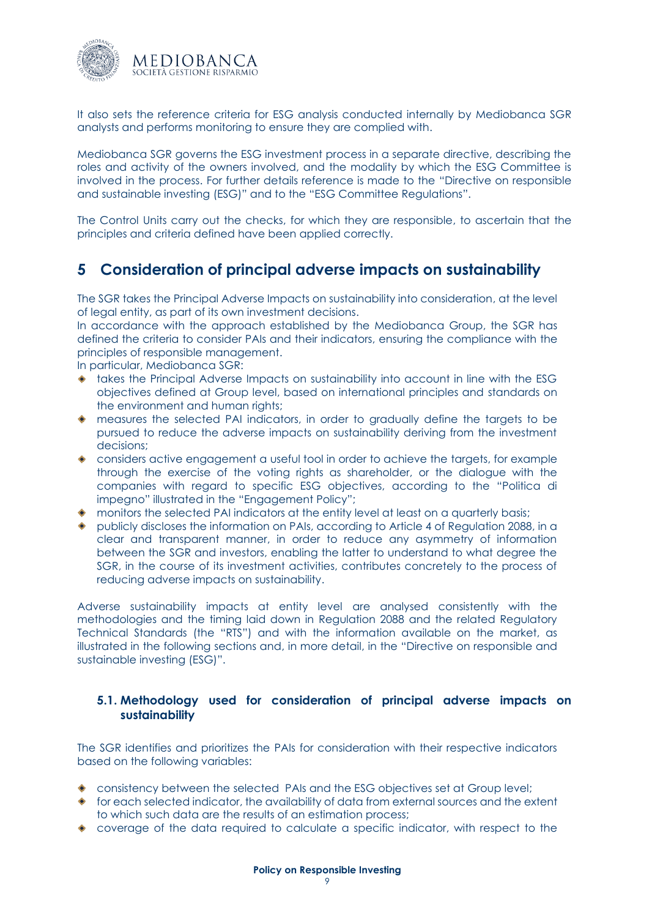It also sets the reference criteria for ESG analysis conducted internally by Mediobanca SGR analysts and performs monitoring to ensure they are complied with.

Mediobanca SGR governs the ESG investment process in a separate directive, describing the roles and activity of the owners involved, and the modality by which the ESG Committee is involved in the process. For further details reference is made to the "Directive on responsible and sustainable investing (ESG)" and to the "ESG Committee Regulations".

The Control Units carry out the checks, for which they are responsible, to ascertain that the principles and criteria defined have been applied correctly.

# 5 Consideration of principal adverse impacts on sustainability

The SGR takes the Principal Adverse Impacts on sustainability into consideration, at the level of legal entity, as part of its own investment decisions.
In accordance with the approach established by the Mediobanca Group, the SGR has defined the criteria to consider PAIs and their indicators, ensuring the compliance with the principles of responsible management.
In particular, Mediobanca SGR:

- takes the Principal Adverse Impacts on sustainability into account in line with the ESG objectives defined at Group level, based on international principles and standards on the environment and human rights;
- measures the selected PAI indicators, in order to gradually define the targets to be pursued to reduce the adverse impacts on sustainability deriving from the investment decisions;
- considers active engagement a useful tool in order to achieve the targets, for example through the exercise of the voting rights as shareholder, or the dialogue with the companies with regard to specific ESG objectives, according to the "Politica di impegno" illustrated in the "Engagement Policy";
- monitors the selected PAI indicators at the entity level at least on a quarterly basis;
- publicly discloses the information on PAIs, according to Article 4 of Regulation 2088, in a clear and transparent manner, in order to reduce any asymmetry of information between the SGR and investors, enabling the latter to understand to what degree the SGR, in the course of its investment activities, contributes concretely to the process of reducing adverse impacts on sustainability.

Adverse sustainability impacts at entity level are analysed consistently with the methodologies and the timing laid down in Regulation 2088 and the related Regulatory Technical Standards (the "RTS") and with the information available on the market, as illustrated in the following sections and, in more detail, in the "Directive on responsible and sustainable investing (ESG)".

## 5.1. Methodology used for consideration of principal adverse impacts on sustainability

The SGR identifies and prioritizes the PAIs for consideration with their respective indicators based on the following variables:

- consistency between the selected PAIs and the ESG objectives set at Group level;
- for each selected indicator, the availability of data from external sources and the extent to which such data are the results of an estimation process;
- coverage of the data required to calculate a specific indicator, with respect to the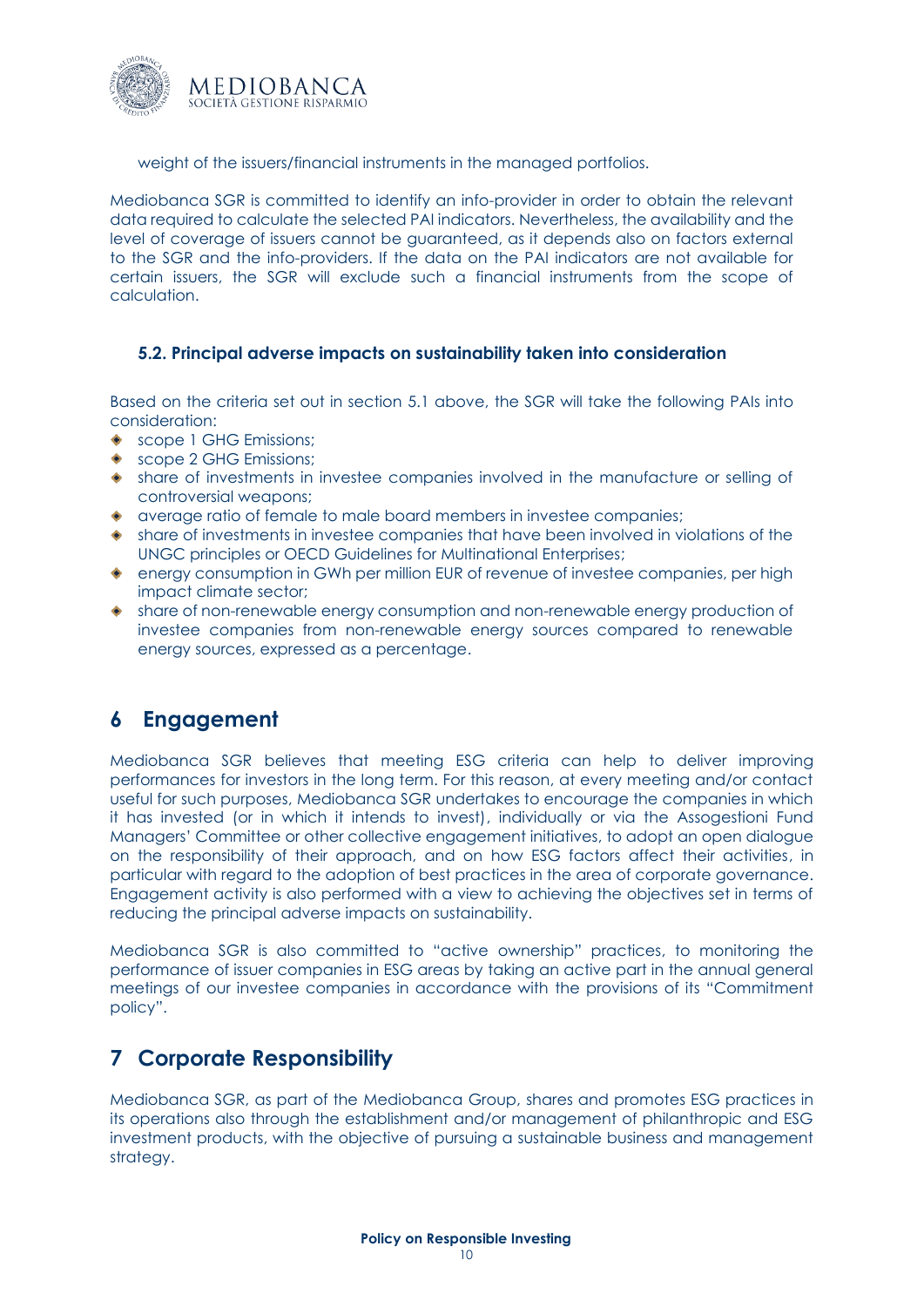weight of the issuers/financial instruments in the managed portfolios.

Mediobanca SGR is committed to identify an info-provider in order to obtain the relevant data required to calculate the selected PAI indicators. Nevertheless, the availability and the level of coverage of issuers cannot be guaranteed, as it depends also on factors external to the SGR and the info-providers. If the data on the PAI indicators are not available for certain issuers, the SGR will exclude such a financial instruments from the scope of calculation.

### 5.2. Principal adverse impacts on sustainability taken into consideration

Based on the criteria set out in section 5.1 above, the SGR will take the following PAIs into consideration:

- scope 1 GHG Emissions;
- scope 2 GHG Emissions;
- share of investments in investee companies involved in the manufacture or selling of controversial weapons;
- average ratio of female to male board members in investee companies;
- share of investments in investee companies that have been involved in violations of the UNGC principles or OECD Guidelines for Multinational Enterprises;
- energy consumption in GWh per million EUR of revenue of investee companies, per high impact climate sector;
- share of non-renewable energy consumption and non-renewable energy production of investee companies from non-renewable energy sources compared to renewable energy sources, expressed as a percentage.

## 6 Engagement

Mediobanca SGR believes that meeting ESG criteria can help to deliver improving performances for investors in the long term. For this reason, at every meeting and/or contact useful for such purposes, Mediobanca SGR undertakes to encourage the companies in which it has invested (or in which it intends to invest), individually or via the Assogestioni Fund Managers' Committee or other collective engagement initiatives, to adopt an open dialogue on the responsibility of their approach, and on how ESG factors affect their activities, in particular with regard to the adoption of best practices in the area of corporate governance. Engagement activity is also performed with a view to achieving the objectives set in terms of reducing the principal adverse impacts on sustainability.

Mediobanca SGR is also committed to "active ownership" practices, to monitoring the performance of issuer companies in ESG areas by taking an active part in the annual general meetings of our investee companies in accordance with the provisions of its "Commitment policy".

## 7 Corporate Responsibility

Mediobanca SGR, as part of the Mediobanca Group, shares and promotes ESG practices in its operations also through the establishment and/or management of philanthropic and ESG investment products, with the objective of pursuing a sustainable business and management strategy.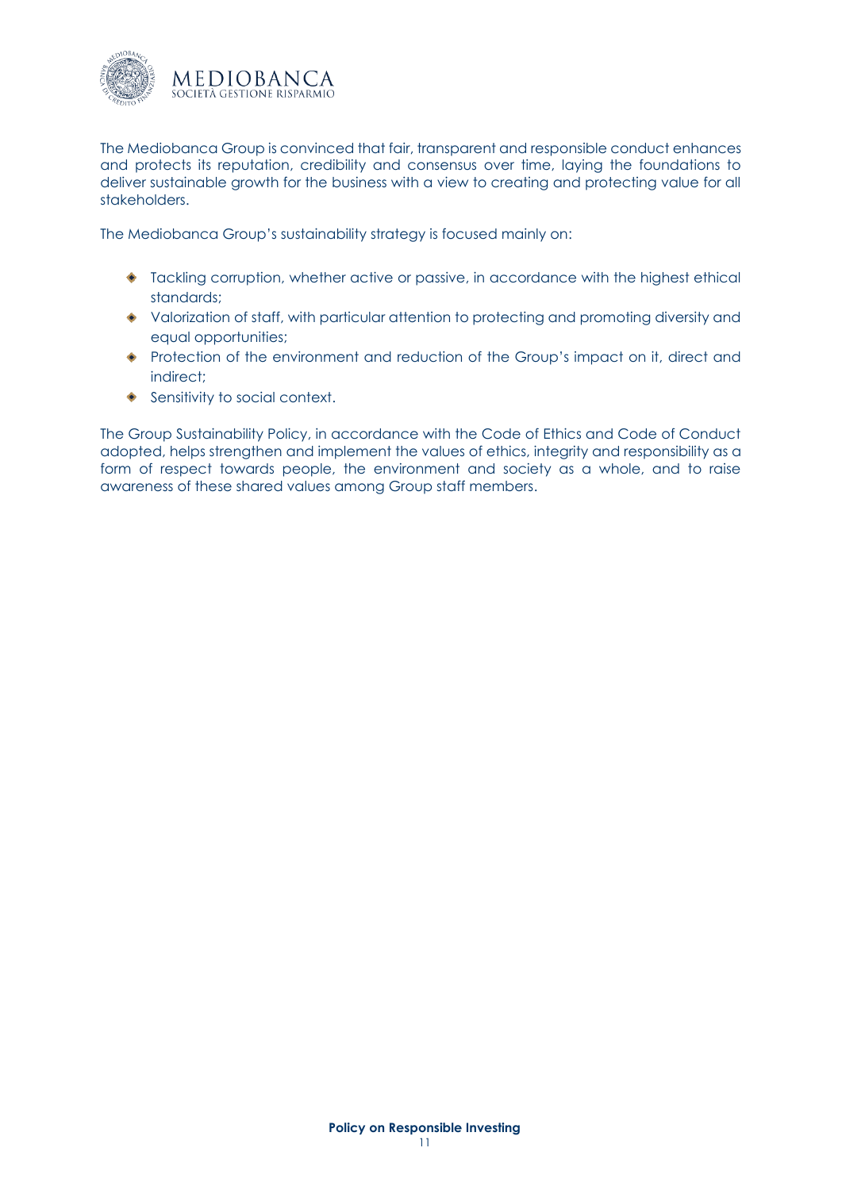The Mediobanca Group is convinced that fair, transparent and responsible conduct enhances and protects its reputation, credibility and consensus over time, laying the foundations to deliver sustainable growth for the business with a view to creating and protecting value for all stakeholders.

The Mediobanca Group's sustainability strategy is focused mainly on:

- Tackling corruption, whether active or passive, in accordance with the highest ethical standards;
- Valorization of staff, with particular attention to protecting and promoting diversity and equal opportunities;
- Protection of the environment and reduction of the Group's impact on it, direct and indirect;
- Sensitivity to social context.

The Group Sustainability Policy, in accordance with the Code of Ethics and Code of Conduct adopted, helps strengthen and implement the values of ethics, integrity and responsibility as a form of respect towards people, the environment and society as a whole, and to raise awareness of these shared values among Group staff members.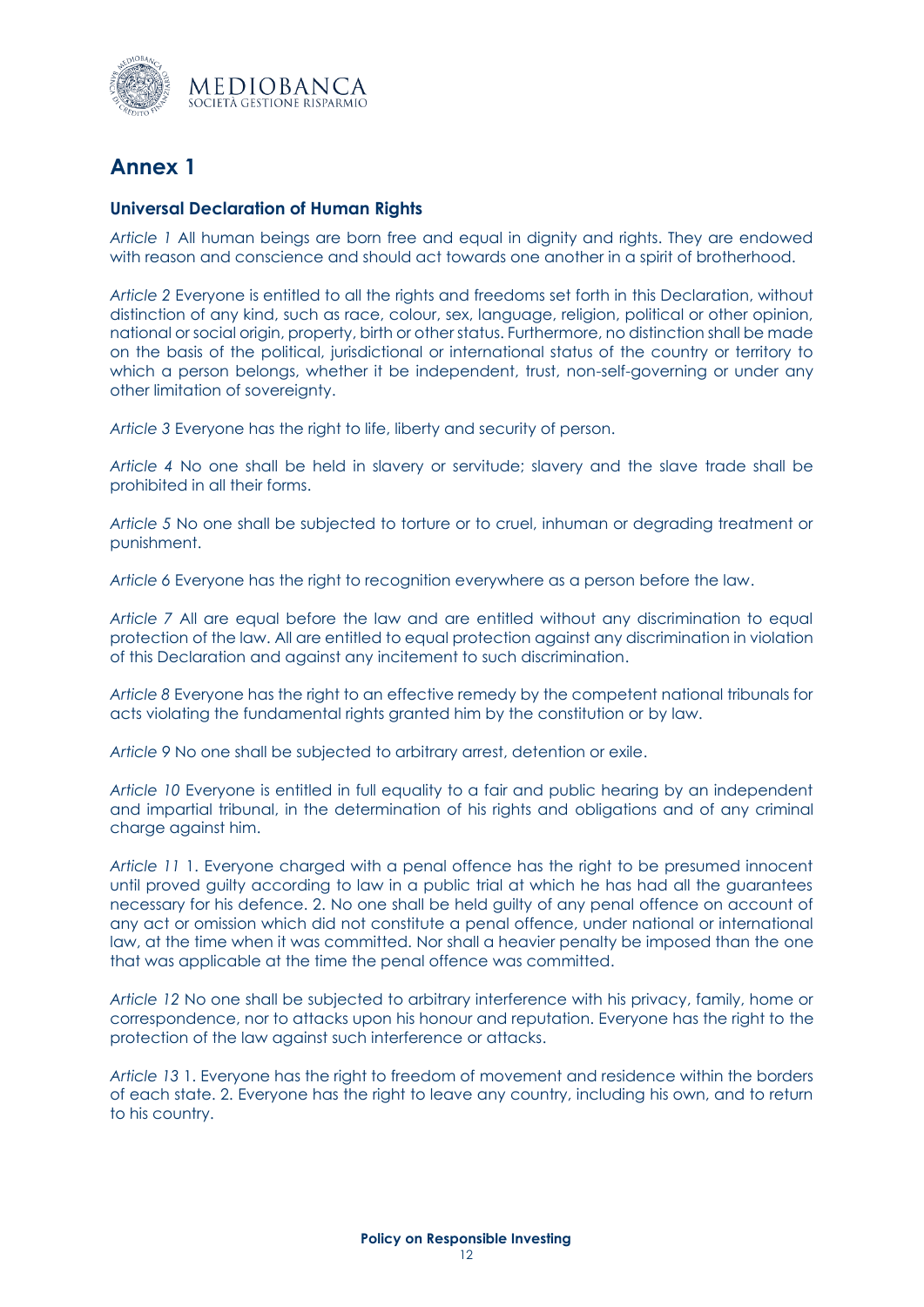# Annex 1

### Universal Declaration of Human Rights

*Article 1* All human beings are born free and equal in dignity and rights. They are endowed with reason and conscience and should act towards one another in a spirit of brotherhood.

*Article 2* Everyone is entitled to all the rights and freedoms set forth in this Declaration, without distinction of any kind, such as race, colour, sex, language, religion, political or other opinion, national or social origin, property, birth or other status. Furthermore, no distinction shall be made on the basis of the political, jurisdictional or international status of the country or territory to which a person belongs, whether it be independent, trust, non-self-governing or under any other limitation of sovereignty.

*Article 3* Everyone has the right to life, liberty and security of person.

*Article 4* No one shall be held in slavery or servitude; slavery and the slave trade shall be prohibited in all their forms.

*Article 5* No one shall be subjected to torture or to cruel, inhuman or degrading treatment or punishment.

*Article 6* Everyone has the right to recognition everywhere as a person before the law.

*Article 7* All are equal before the law and are entitled without any discrimination to equal protection of the law. All are entitled to equal protection against any discrimination in violation of this Declaration and against any incitement to such discrimination.

*Article 8* Everyone has the right to an effective remedy by the competent national tribunals for acts violating the fundamental rights granted him by the constitution or by law.

*Article 9* No one shall be subjected to arbitrary arrest, detention or exile.

*Article 10* Everyone is entitled in full equality to a fair and public hearing by an independent and impartial tribunal, in the determination of his rights and obligations and of any criminal charge against him.

*Article 11* 1. Everyone charged with a penal offence has the right to be presumed innocent until proved guilty according to law in a public trial at which he has had all the guarantees necessary for his defence. 2. No one shall be held guilty of any penal offence on account of any act or omission which did not constitute a penal offence, under national or international law, at the time when it was committed. Nor shall a heavier penalty be imposed than the one that was applicable at the time the penal offence was committed.

*Article 12* No one shall be subjected to arbitrary interference with his privacy, family, home or correspondence, nor to attacks upon his honour and reputation. Everyone has the right to the protection of the law against such interference or attacks.

*Article 13* 1. Everyone has the right to freedom of movement and residence within the borders of each state. 2. Everyone has the right to leave any country, including his own, and to return to his country.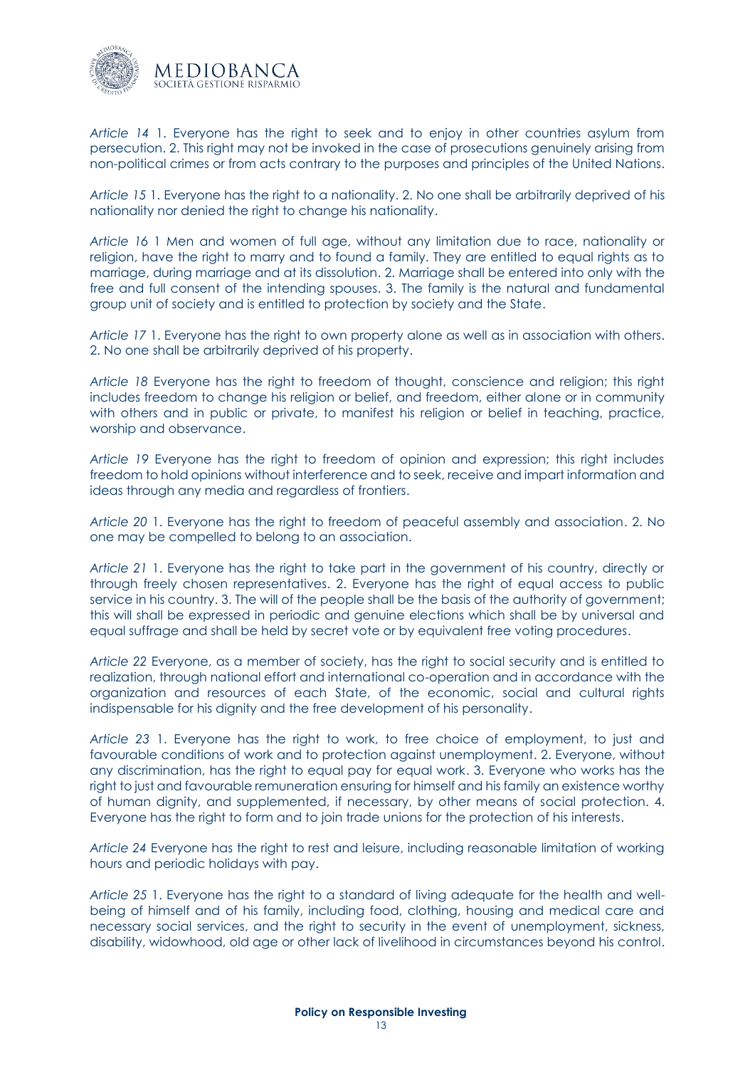*Article 14* 1. Everyone has the right to seek and to enjoy in other countries asylum from persecution. 2. This right may not be invoked in the case of prosecutions genuinely arising from non-political crimes or from acts contrary to the purposes and principles of the United Nations.

*Article 15* 1. Everyone has the right to a nationality. 2. No one shall be arbitrarily deprived of his nationality nor denied the right to change his nationality.

*Article 16* 1 Men and women of full age, without any limitation due to race, nationality or religion, have the right to marry and to found a family. They are entitled to equal rights as to marriage, during marriage and at its dissolution. 2. Marriage shall be entered into only with the free and full consent of the intending spouses. 3. The family is the natural and fundamental group unit of society and is entitled to protection by society and the State.

*Article 17* 1. Everyone has the right to own property alone as well as in association with others. 2. No one shall be arbitrarily deprived of his property.

*Article 18* Everyone has the right to freedom of thought, conscience and religion; this right includes freedom to change his religion or belief, and freedom, either alone or in community with others and in public or private, to manifest his religion or belief in teaching, practice, worship and observance.

*Article 19* Everyone has the right to freedom of opinion and expression; this right includes freedom to hold opinions without interference and to seek, receive and impart information and ideas through any media and regardless of frontiers.

*Article 20* 1. Everyone has the right to freedom of peaceful assembly and association. 2. No one may be compelled to belong to an association.

*Article 21* 1. Everyone has the right to take part in the government of his country, directly or through freely chosen representatives. 2. Everyone has the right of equal access to public service in his country. 3. The will of the people shall be the basis of the authority of government; this will shall be expressed in periodic and genuine elections which shall be by universal and equal suffrage and shall be held by secret vote or by equivalent free voting procedures.

*Article 22* Everyone, as a member of society, has the right to social security and is entitled to realization, through national effort and international co-operation and in accordance with the organization and resources of each State, of the economic, social and cultural rights indispensable for his dignity and the free development of his personality.

*Article 23* 1. Everyone has the right to work, to free choice of employment, to just and favourable conditions of work and to protection against unemployment. 2. Everyone, without any discrimination, has the right to equal pay for equal work. 3. Everyone who works has the right to just and favourable remuneration ensuring for himself and his family an existence worthy of human dignity, and supplemented, if necessary, by other means of social protection. 4. Everyone has the right to form and to join trade unions for the protection of his interests.

*Article 24* Everyone has the right to rest and leisure, including reasonable limitation of working hours and periodic holidays with pay.

*Article 25* 1. Everyone has the right to a standard of living adequate for the health and well-being of himself and of his family, including food, clothing, housing and medical care and necessary social services, and the right to security in the event of unemployment, sickness, disability, widowhood, old age or other lack of livelihood in circumstances beyond his control.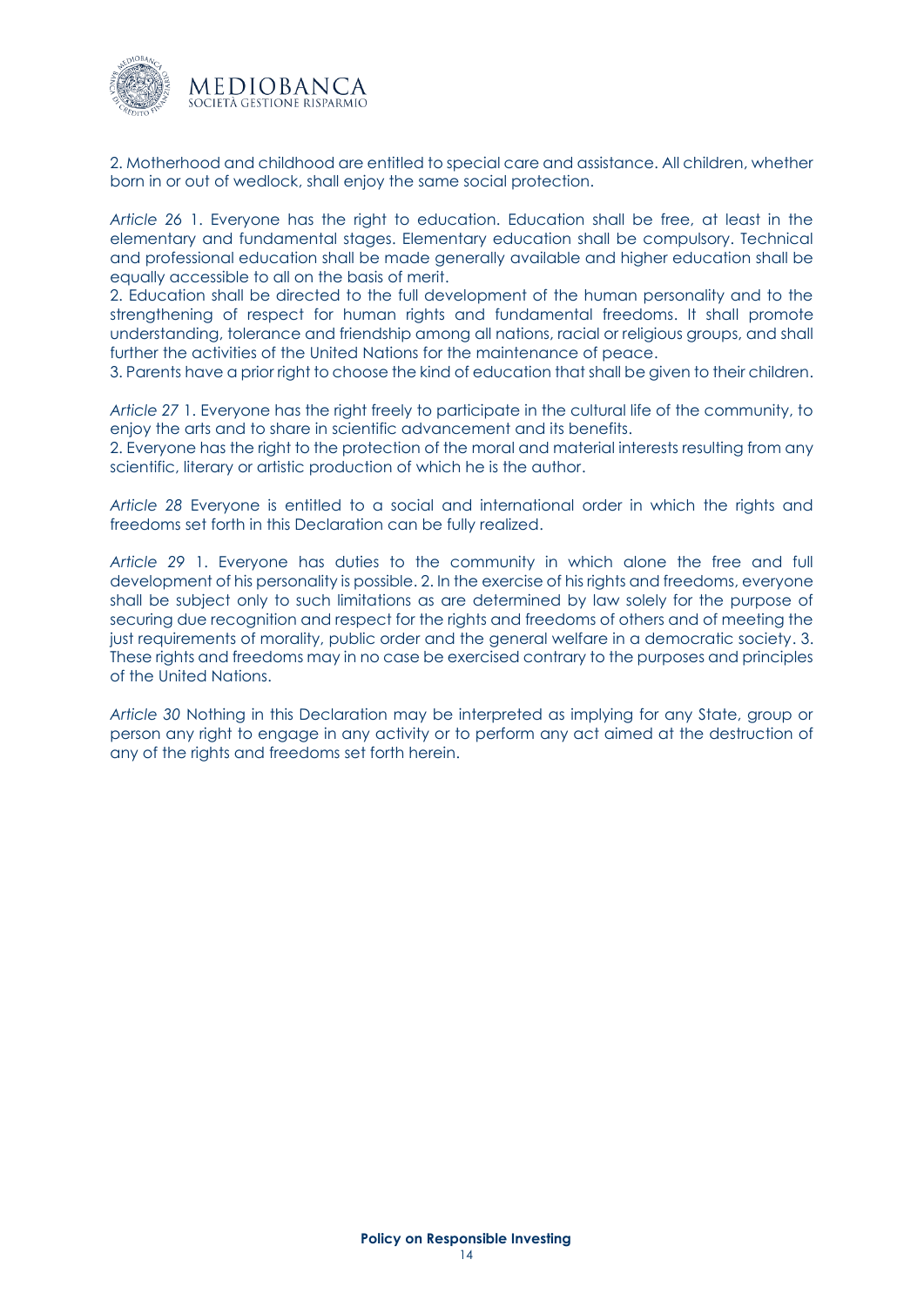2. Motherhood and childhood are entitled to special care and assistance. All children, whether born in or out of wedlock, shall enjoy the same social protection.

*Article 26* 1. Everyone has the right to education. Education shall be free, at least in the elementary and fundamental stages. Elementary education shall be compulsory. Technical and professional education shall be made generally available and higher education shall be equally accessible to all on the basis of merit.
2. Education shall be directed to the full development of the human personality and to the strengthening of respect for human rights and fundamental freedoms. It shall promote understanding, tolerance and friendship among all nations, racial or religious groups, and shall further the activities of the United Nations for the maintenance of peace.
3. Parents have a prior right to choose the kind of education that shall be given to their children.

*Article 27* 1. Everyone has the right freely to participate in the cultural life of the community, to enjoy the arts and to share in scientific advancement and its benefits.
2. Everyone has the right to the protection of the moral and material interests resulting from any scientific, literary or artistic production of which he is the author.

*Article 28* Everyone is entitled to a social and international order in which the rights and freedoms set forth in this Declaration can be fully realized.

*Article 29* 1. Everyone has duties to the community in which alone the free and full development of his personality is possible. 2. In the exercise of his rights and freedoms, everyone shall be subject only to such limitations as are determined by law solely for the purpose of securing due recognition and respect for the rights and freedoms of others and of meeting the just requirements of morality, public order and the general welfare in a democratic society. 3. These rights and freedoms may in no case be exercised contrary to the purposes and principles of the United Nations.

*Article 30* Nothing in this Declaration may be interpreted as implying for any State, group or person any right to engage in any activity or to perform any act aimed at the destruction of any of the rights and freedoms set forth herein.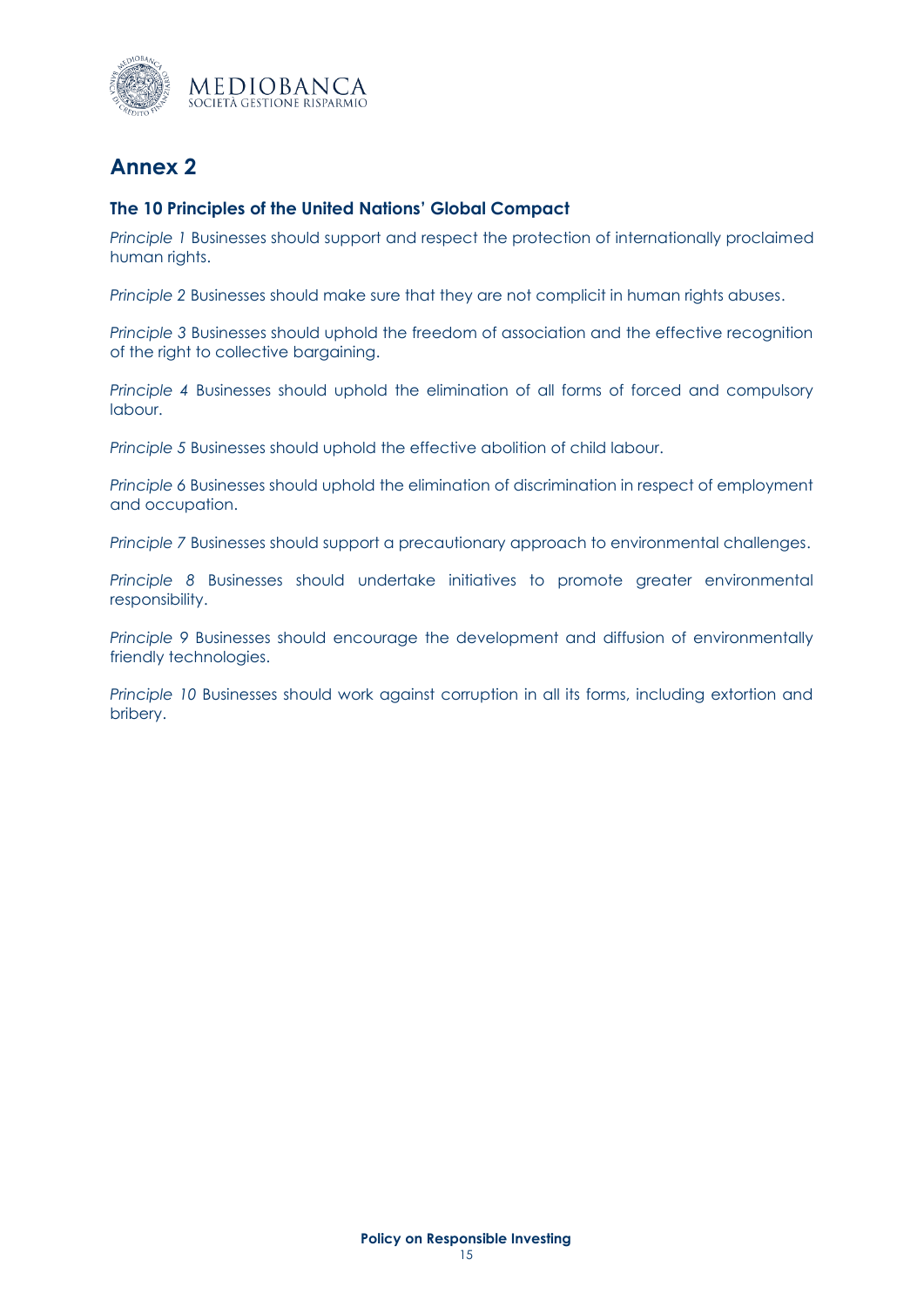# Annex 2

### The 10 Principles of the United Nations' Global Compact

*Principle 1* Businesses should support and respect the protection of internationally proclaimed human rights.

*Principle 2* Businesses should make sure that they are not complicit in human rights abuses.

*Principle 3* Businesses should uphold the freedom of association and the effective recognition of the right to collective bargaining.

*Principle 4* Businesses should uphold the elimination of all forms of forced and compulsory labour.

*Principle 5* Businesses should uphold the effective abolition of child labour.

*Principle 6* Businesses should uphold the elimination of discrimination in respect of employment and occupation.

*Principle 7* Businesses should support a precautionary approach to environmental challenges.

*Principle 8* Businesses should undertake initiatives to promote greater environmental responsibility.

*Principle 9* Businesses should encourage the development and diffusion of environmentally friendly technologies.

*Principle 10* Businesses should work against corruption in all its forms, including extortion and bribery.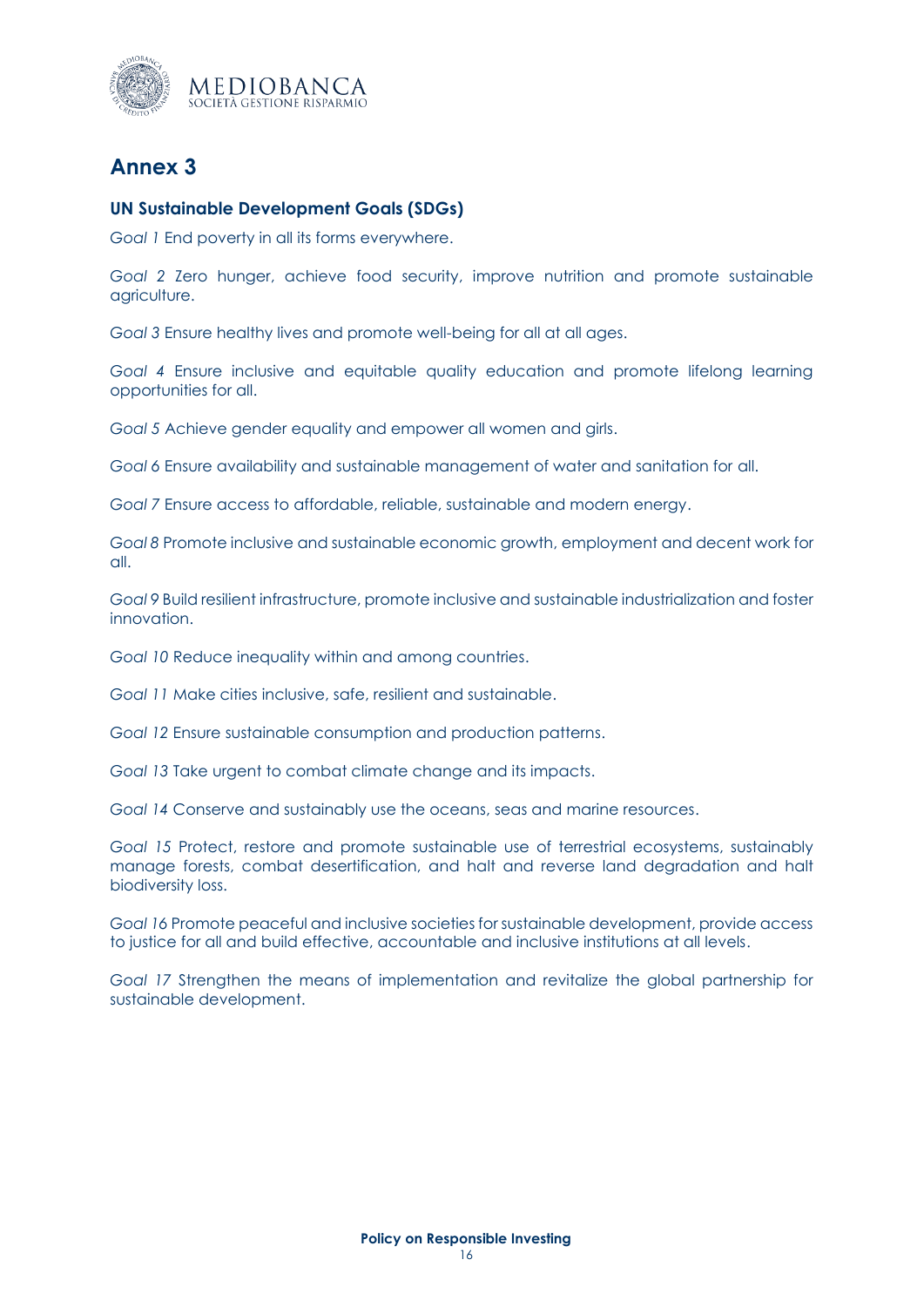# Annex 3

### UN Sustainable Development Goals (SDGs)

*Goal 1* End poverty in all its forms everywhere.

*Goal 2* Zero hunger, achieve food security, improve nutrition and promote sustainable agriculture.

*Goal 3* Ensure healthy lives and promote well-being for all at all ages.

*Goal 4* Ensure inclusive and equitable quality education and promote lifelong learning opportunities for all.

*Goal 5* Achieve gender equality and empower all women and girls.

*Goal 6* Ensure availability and sustainable management of water and sanitation for all.

*Goal 7* Ensure access to affordable, reliable, sustainable and modern energy.

*Goal 8* Promote inclusive and sustainable economic growth, employment and decent work for all.

*Goal 9* Build resilient infrastructure, promote inclusive and sustainable industrialization and foster innovation.

*Goal 10* Reduce inequality within and among countries.

*Goal 11* Make cities inclusive, safe, resilient and sustainable.

*Goal 12* Ensure sustainable consumption and production patterns.

*Goal 13* Take urgent to combat climate change and its impacts.

*Goal 14* Conserve and sustainably use the oceans, seas and marine resources.

*Goal 15* Protect, restore and promote sustainable use of terrestrial ecosystems, sustainably manage forests, combat desertification, and halt and reverse land degradation and halt biodiversity loss.

*Goal 16* Promote peaceful and inclusive societies for sustainable development, provide access to justice for all and build effective, accountable and inclusive institutions at all levels.

*Goal 17* Strengthen the means of implementation and revitalize the global partnership for sustainable development.